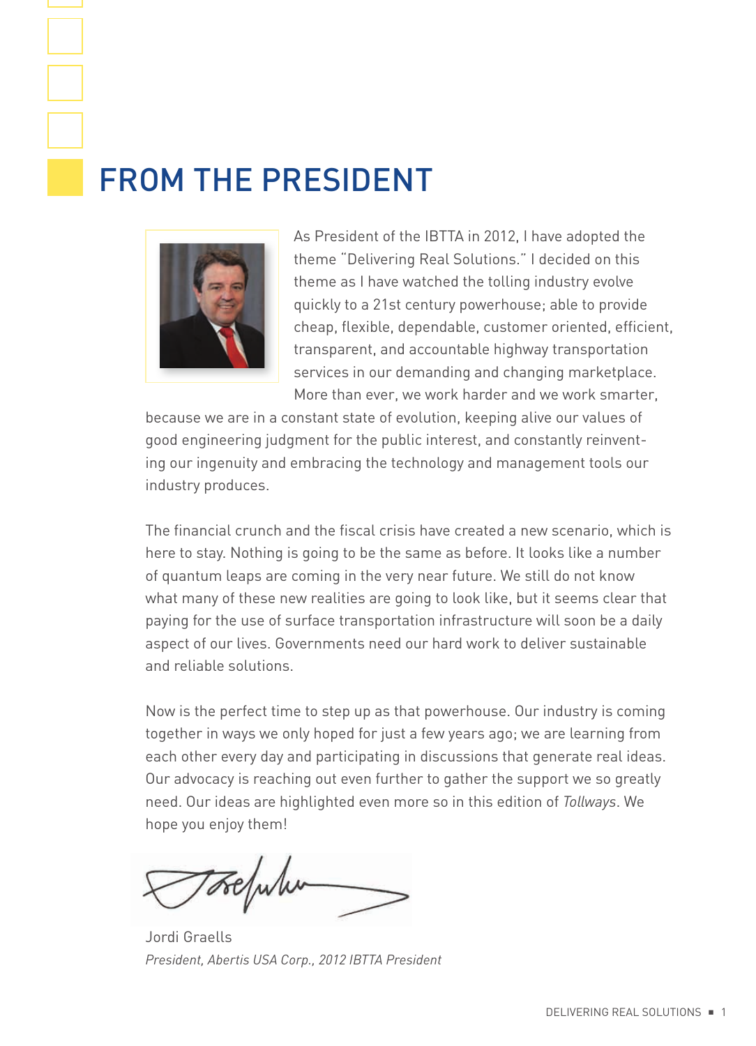# FROM THE PRESIDENT

As President of the IBTTA in 2012, I have adopted the theme "Delivering Real Solutions." I decided on this theme as I have watched the tolling industry evolve quickly to a 21st century powerhouse; able to provide cheap, flexible, dependable, customer oriented, efficient, transparent, and accountable highway transportation services in our demanding and changing marketplace. More than ever, we work harder and we work smarter, because we are in a constant state of evolution, keeping alive our values of good engineering judgment for the public interest, and constantly reinventing our ingenuity and embracing the technology and management tools our industry produces.

The financial crunch and the fiscal crisis have created a new scenario, which is here to stay. Nothing is going to be the same as before. It looks like a number of quantum leaps are coming in the very near future. We still do not know what many of these new realities are going to look like, but it seems clear that paying for the use of surface transportation infrastructure will soon be a daily aspect of our lives. Governments need our hard work to deliver sustainable and reliable solutions.

Now is the perfect time to step up as that powerhouse. Our industry is coming together in ways we only hoped for just a few years ago; we are learning from each other every day and participating in discussions that generate real ideas. Our advocacy is reaching out even further to gather the support we so greatly need. Our ideas are highlighted even more so in this edition of *Tollways*. We hope you enjoy them!

Jordi Graells
*President, Abertis USA Corp., 2012 IBTTA President*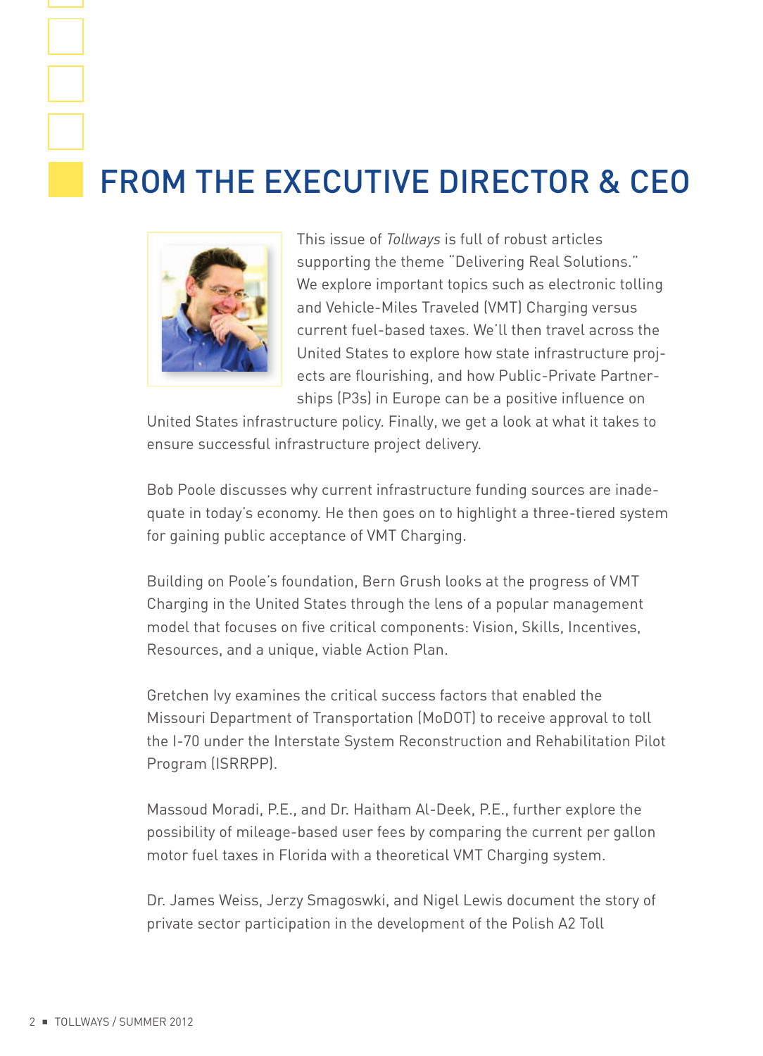# FROM THE EXECUTIVE DIRECTOR & CEO

This issue of *Tollways* is full of robust articles supporting the theme "Delivering Real Solutions." We explore important topics such as electronic tolling and Vehicle-Miles Traveled (VMT) Charging versus current fuel-based taxes. We'll then travel across the United States to explore how state infrastructure projects are flourishing, and how Public-Private Partnerships (P3s) in Europe can be a positive influence on United States infrastructure policy. Finally, we get a look at what it takes to ensure successful infrastructure project delivery.

Bob Poole discusses why current infrastructure funding sources are inadequate in today's economy. He then goes on to highlight a three-tiered system for gaining public acceptance of VMT Charging.

Building on Poole's foundation, Bern Grush looks at the progress of VMT Charging in the United States through the lens of a popular management model that focuses on five critical components: Vision, Skills, Incentives, Resources, and a unique, viable Action Plan.

Gretchen Ivy examines the critical success factors that enabled the Missouri Department of Transportation (MoDOT) to receive approval to toll the I-70 under the Interstate System Reconstruction and Rehabilitation Pilot Program (ISRRPP).

Massoud Moradi, P.E., and Dr. Haitham Al-Deek, P.E., further explore the possibility of mileage-based user fees by comparing the current per gallon motor fuel taxes in Florida with a theoretical VMT Charging system.

Dr. James Weiss, Jerzy Smagoswki, and Nigel Lewis document the story of private sector participation in the development of the Polish A2 Toll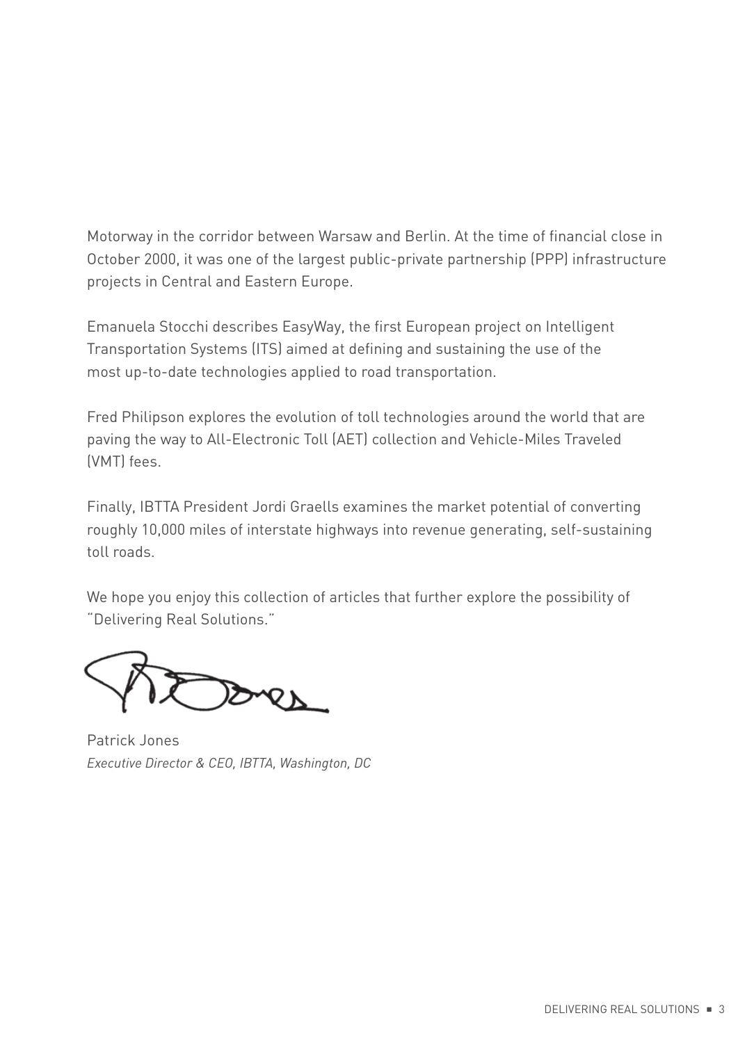Motorway in the corridor between Warsaw and Berlin. At the time of financial close in October 2000, it was one of the largest public-private partnership (PPP) infrastructure projects in Central and Eastern Europe.

Emanuela Stocchi describes EasyWay, the first European project on Intelligent Transportation Systems (ITS) aimed at defining and sustaining the use of the most up-to-date technologies applied to road transportation.

Fred Philipson explores the evolution of toll technologies around the world that are paving the way to All-Electronic Toll (AET) collection and Vehicle-Miles Traveled (VMT) fees.

Finally, IBTTA President Jordi Graells examines the market potential of converting roughly 10,000 miles of interstate highways into revenue generating, self-sustaining toll roads.

We hope you enjoy this collection of articles that further explore the possibility of "Delivering Real Solutions."

Patrick Jones
*Executive Director & CEO, IBTTA, Washington, DC*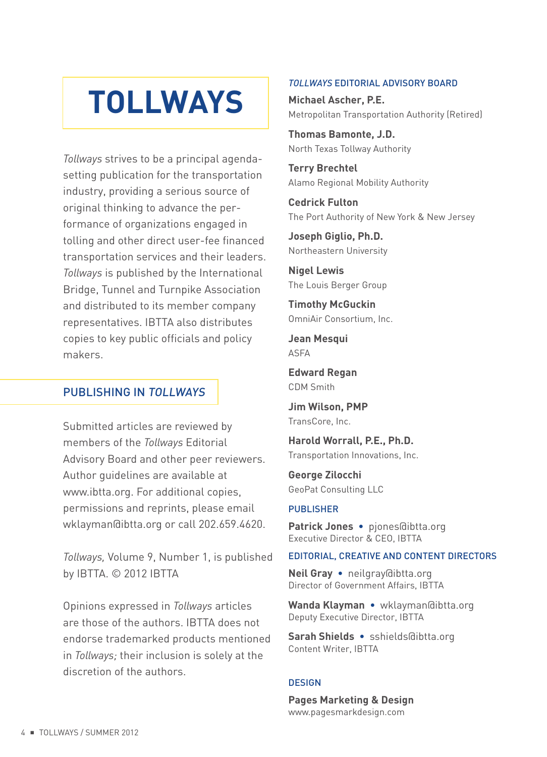# TOLLWAYS

*Tollways* strives to be a principal agenda-setting publication for the transportation industry, providing a serious source of original thinking to advance the performance of organizations engaged in tolling and other direct user-fee financed transportation services and their leaders. *Tollways* is published by the International Bridge, Tunnel and Turnpike Association and distributed to its member company representatives. IBTTA also distributes copies to key public officials and policy makers.

## PUBLISHING IN *TOLLWAYS*

Submitted articles are reviewed by members of the *Tollways* Editorial Advisory Board and other peer reviewers. Author guidelines are available at www.ibtta.org. For additional copies, permissions and reprints, please email wklayman@ibtta.org or call 202.659.4620.

*Tollways,* Volume 9, Number 1, is published by IBTTA. © 2012 IBTTA

Opinions expressed in *Tollways* articles are those of the authors. IBTTA does not endorse trademarked products mentioned in *Tollways;* their inclusion is solely at the discretion of the authors.

## *TOLLWAYS* EDITORIAL ADVISORY BOARD

**Michael Ascher, P.E.**
Metropolitan Transportation Authority (Retired)

**Thomas Bamonte, J.D.**
North Texas Tollway Authority

**Terry Brechtel**
Alamo Regional Mobility Authority

**Cedrick Fulton**
The Port Authority of New York & New Jersey

**Joseph Giglio, Ph.D.**
Northeastern University

**Nigel Lewis**
The Louis Berger Group

**Timothy McGuckin**
OmniAir Consortium, Inc.

**Jean Mesqui**
ASFA

**Edward Regan**
CDM Smith

**Jim Wilson, PMP**
TransCore, Inc.

**Harold Worrall, P.E., Ph.D.**
Transportation Innovations, Inc.

**George Zilocchi**
GeoPat Consulting LLC

## PUBLISHER

**Patrick Jones** • pjones@ibtta.org
Executive Director & CEO, IBTTA

## EDITORIAL, CREATIVE AND CONTENT DIRECTORS

**Neil Gray** • neilgray@ibtta.org
Director of Government Affairs, IBTTA

**Wanda Klayman** • wklayman@ibtta.org
Deputy Executive Director, IBTTA

**Sarah Shields** • sshields@ibtta.org
Content Writer, IBTTA

## DESIGN

**Pages Marketing & Design**
www.pagesmarkdesign.com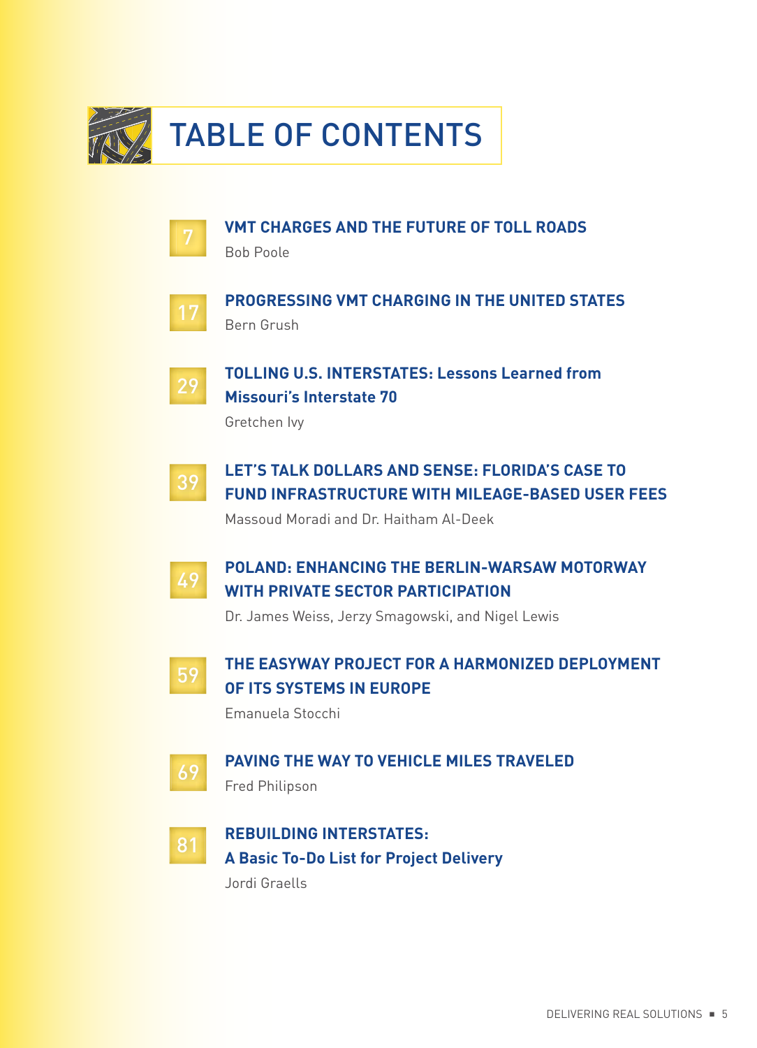# TABLE OF CONTENTS

7 **VMT CHARGES AND THE FUTURE OF TOLL ROADS**
Bob Poole

17 **PROGRESSING VMT CHARGING IN THE UNITED STATES**
Bern Grush

29 **TOLLING U.S. INTERSTATES: Lessons Learned from Missouri's Interstate 70**
Gretchen Ivy

39 **LET'S TALK DOLLARS AND SENSE: FLORIDA'S CASE TO FUND INFRASTRUCTURE WITH MILEAGE-BASED USER FEES**
Massoud Moradi and Dr. Haitham Al-Deek

49 **POLAND: ENHANCING THE BERLIN-WARSAW MOTORWAY WITH PRIVATE SECTOR PARTICIPATION**
Dr. James Weiss, Jerzy Smagowski, and Nigel Lewis

59 **THE EASYWAY PROJECT FOR A HARMONIZED DEPLOYMENT OF ITS SYSTEMS IN EUROPE**
Emanuela Stocchi

69 **PAVING THE WAY TO VEHICLE MILES TRAVELED**
Fred Philipson

81 **REBUILDING INTERSTATES: A Basic To-Do List for Project Delivery**
Jordi Graells